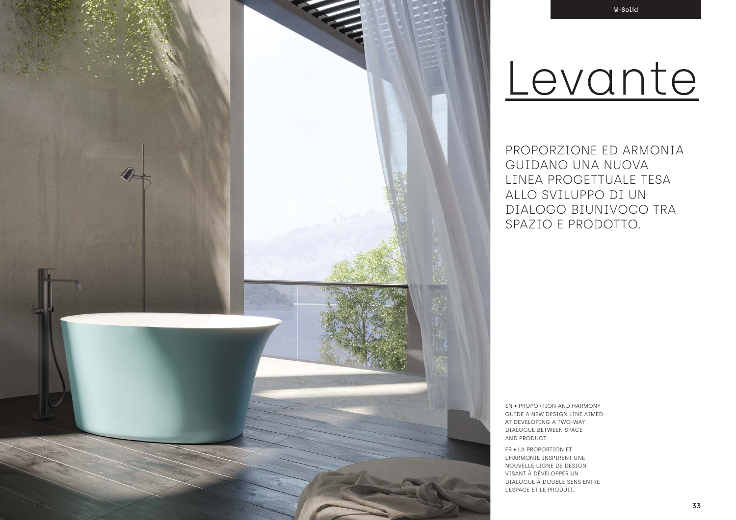# Levante

PROPORZIONE ED ARMONIA GUIDANO UNA NUOVA LINEA PROGETTUALE TESA ALLO SVILUPPO DI UN DIALOGO BIUNIVOCO TRA SPAZIO E PRODOTTO.

EN • PROPORTION AND HARMONY GUIDE A NEW DESIGN LINE AIMED AT DEVELOPING A TWO-WAY DIALOGUE BETWEEN SPACE AND PRODUCT.

FR • LA PROPORTION ET L'HARMONIE INSPIRENT UNE NOUVELLE LIGNE DE DESIGN VISANT À DÉVELOPPER UN DIALOGUE À DOUBLE SENS ENTRE L'ESPACE ET LE PRODUIT.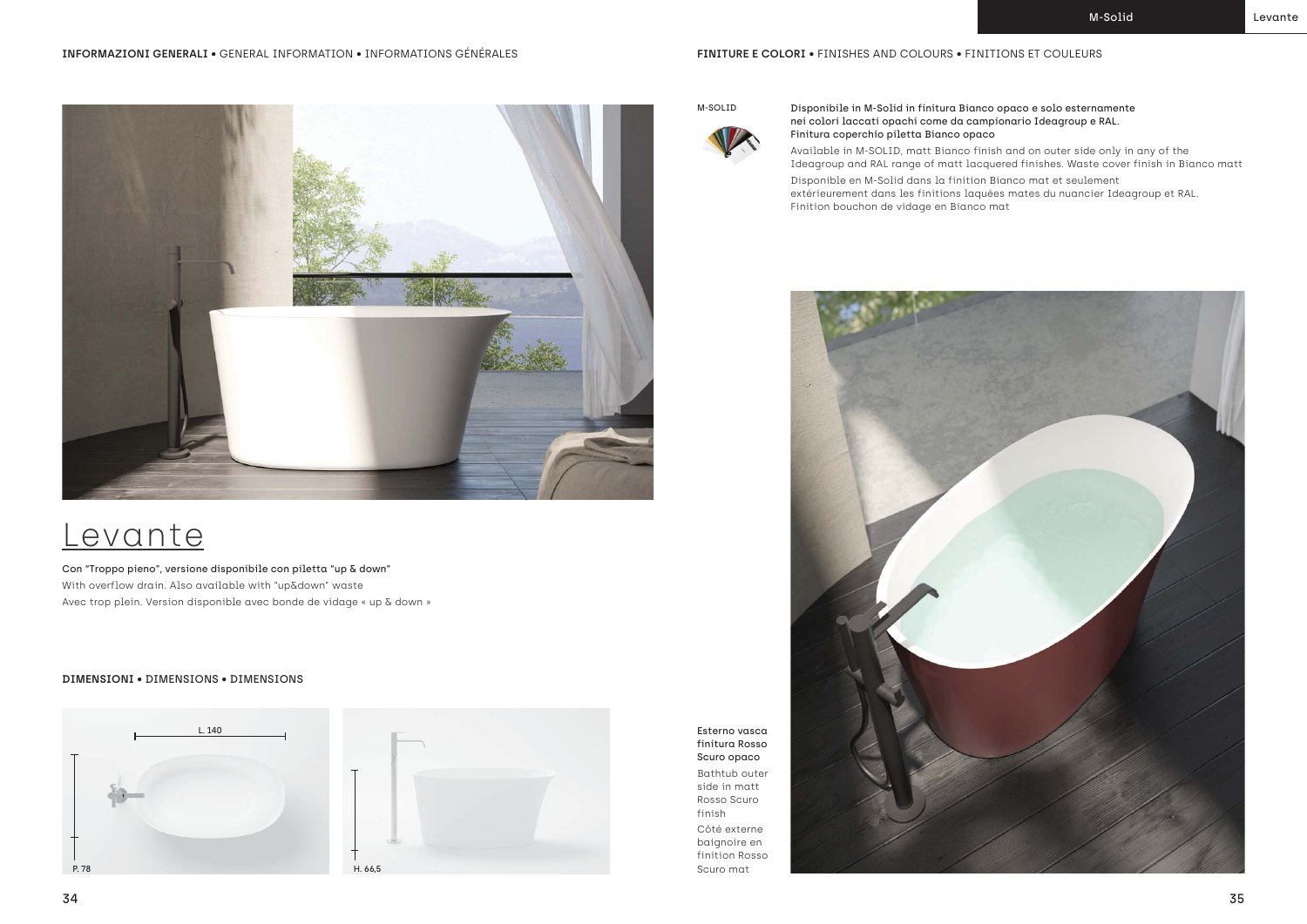**INFORMAZIONI GENERALI** • GENERAL INFORMATION • INFORMATIONS GÉNÉRALES

# Levante

Con "Troppo pieno", versione disponibile con piletta "up & down"

With overflow drain. Also available with "up&down" waste

Avec trop plein. Version disponible avec bonde de vidage « up & down »

**DIMENSIONI** • DIMENSIONS • DIMENSIONS

L. 140

P. 78

H. 66,5

**FINITURE E COLORI** • FINISHES AND COLOURS • FINITIONS ET COULEURS

M-SOLID

Disponibile in M-Solid in finitura Bianco opaco e solo esternamente nei colori laccati opachi come da campionario Ideagroup e RAL. Finitura coperchio piletta Bianco opaco

Available in M-SOLID, matt Bianco finish and on outer side only in any of the Ideagroup and RAL range of matt lacquered finishes. Waste cover finish in Bianco matt

Disponible en M-Solid dans la finition Bianco mat et seulement extérieurement dans les finitions laquées mates du nuancier Ideagroup et RAL. Finition bouchon de vidage en Bianco mat

Esterno vasca finitura Rosso Scuro opaco

Bathtub outer side in matt Rosso Scuro finish

Côté externe baignoire en finition Rosso Scuro mat